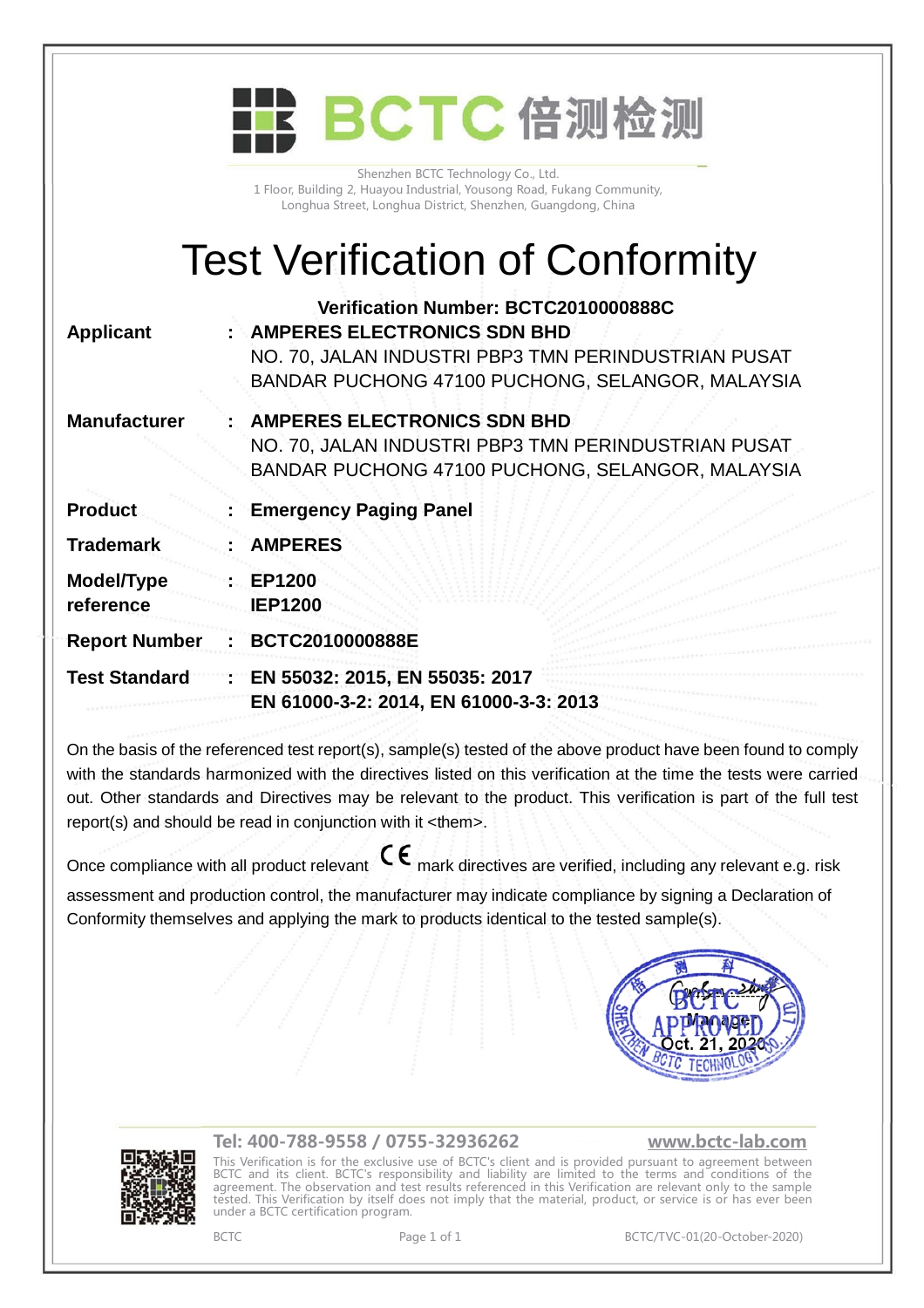BCTC 倍测检测

Shenzhen BCTC Technology Co., Ltd.
1 Floor, Building 2, Huayou Industrial, Yousong Road, Fukang Community,
Longhua Street, Longhua District, Shenzhen, Guangdong, China

# Test Verification of Conformity

**Verification Number: BCTC2010000888C**

| | | |
|---|---|---|
| **Applicant** | : | **AMPERES ELECTRONICS SDN BHD**<br>NO. 70, JALAN INDUSTRI PBP3 TMN PERINDUSTRIAN PUSAT BANDAR PUCHONG 47100 PUCHONG, SELANGOR, MALAYSIA |
| **Manufacturer** | : | **AMPERES ELECTRONICS SDN BHD**<br>NO. 70, JALAN INDUSTRI PBP3 TMN PERINDUSTRIAN PUSAT BANDAR PUCHONG 47100 PUCHONG, SELANGOR, MALAYSIA |
| **Product** | : | **Emergency Paging Panel** |
| **Trademark** | : | **AMPERES** |
| **Model/Type reference** | : | **EP1200**<br>**IEP1200** |
| **Report Number** | : | **BCTC2010000888E** |
| **Test Standard** | : | **EN 55032: 2015, EN 55035: 2017**<br>**EN 61000-3-2: 2014, EN 61000-3-3: 2013** |

On the basis of the referenced test report(s), sample(s) tested of the above product have been found to comply with the standards harmonized with the directives listed on this verification at the time the tests were carried out. Other standards and Directives may be relevant to the product. This verification is part of the full test report(s) and should be read in conjunction with it <them>.

Once compliance with all product relevant CE mark directives are verified, including any relevant e.g. risk assessment and production control, the manufacturer may indicate compliance by signing a Declaration of Conformity themselves and applying the mark to products identical to the tested sample(s).

Manager
Oct. 21, 2020

**Tel: 400-788-9558 / 0755-32936262** **www.bctc-lab.com**

This Verification is for the exclusive use of BCTC's client and is provided pursuant to agreement between BCTC and its client. BCTC's responsibility and liability are limited to the terms and conditions of the agreement. The observation and test results referenced in this Verification are relevant only to the sample tested. This Verification by itself does not imply that the material, product, or service is or has ever been under a BCTC certification program.

BCTC BCTC/TVC-01(20-October-2020)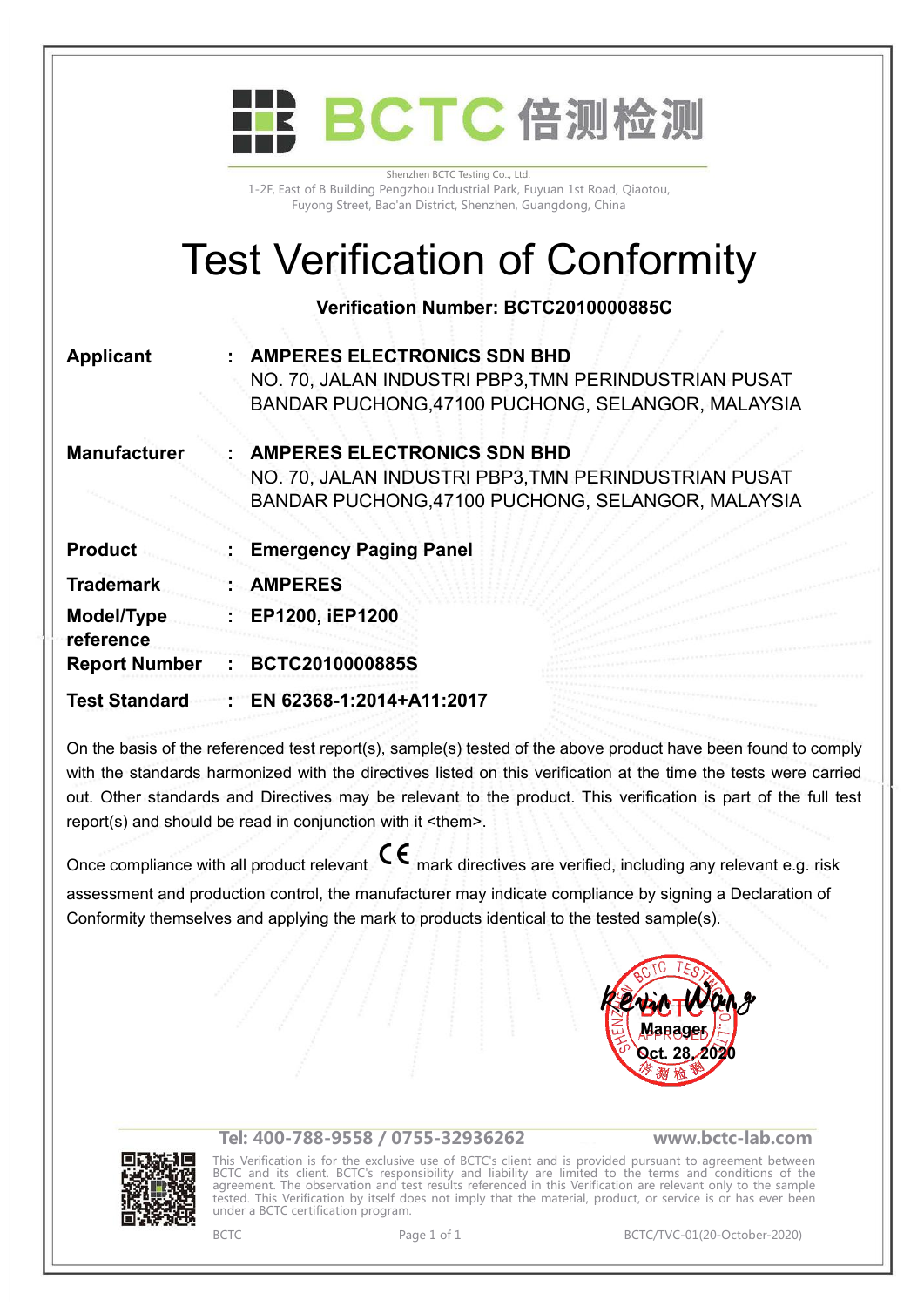BCTC 倍测检测

Shenzhen BCTC Testing Co., Ltd.
1-2F, East of B Building Pengzhou Industrial Park, Fuyuan 1st Road, Qiaotou, Fuyong Street, Bao'an District, Shenzhen, Guangdong, China

# Test Verification of Conformity

**Verification Number: BCTC2010000885C**

| | | |
|---|---|---|
| **Applicant** | : | **AMPERES ELECTRONICS SDN BHD**<br>NO. 70, JALAN INDUSTRI PBP3,TMN PERINDUSTRIAN PUSAT BANDAR PUCHONG,47100 PUCHONG, SELANGOR, MALAYSIA |
| **Manufacturer** | : | **AMPERES ELECTRONICS SDN BHD**<br>NO. 70, JALAN INDUSTRI PBP3,TMN PERINDUSTRIAN PUSAT BANDAR PUCHONG,47100 PUCHONG, SELANGOR, MALAYSIA |
| **Product** | : | **Emergency Paging Panel** |
| **Trademark** | : | **AMPERES** |
| **Model/Type reference** | : | **EP1200, iEP1200** |
| **Report Number** | : | **BCTC2010000885S** |
| **Test Standard** | : | **EN 62368-1:2014+A11:2017** |

On the basis of the referenced test report(s), sample(s) tested of the above product have been found to comply with the standards harmonized with the directives listed on this verification at the time the tests were carried out. Other standards and Directives may be relevant to the product. This verification is part of the full test report(s) and should be read in conjunction with it <them>.

Once compliance with all product relevant CE mark directives are verified, including any relevant e.g. risk assessment and production control, the manufacturer may indicate compliance by signing a Declaration of Conformity themselves and applying the mark to products identical to the tested sample(s).

Kevin Wong
Manager
Oct. 28, 2020

Tel: 400-788-9558 / 0755-32936262 www.bctc-lab.com

This Verification is for the exclusive use of BCTC's client and is provided pursuant to agreement between BCTC and its client. BCTC's responsibility and liability are limited to the terms and conditions of the agreement. The observation and test results referenced in this Verification are relevant only to the sample tested. This Verification by itself does not imply that the material, product, or service is or has ever been under a BCTC certification program.

BCTC BCTC/TVC-01(20-October-2020)